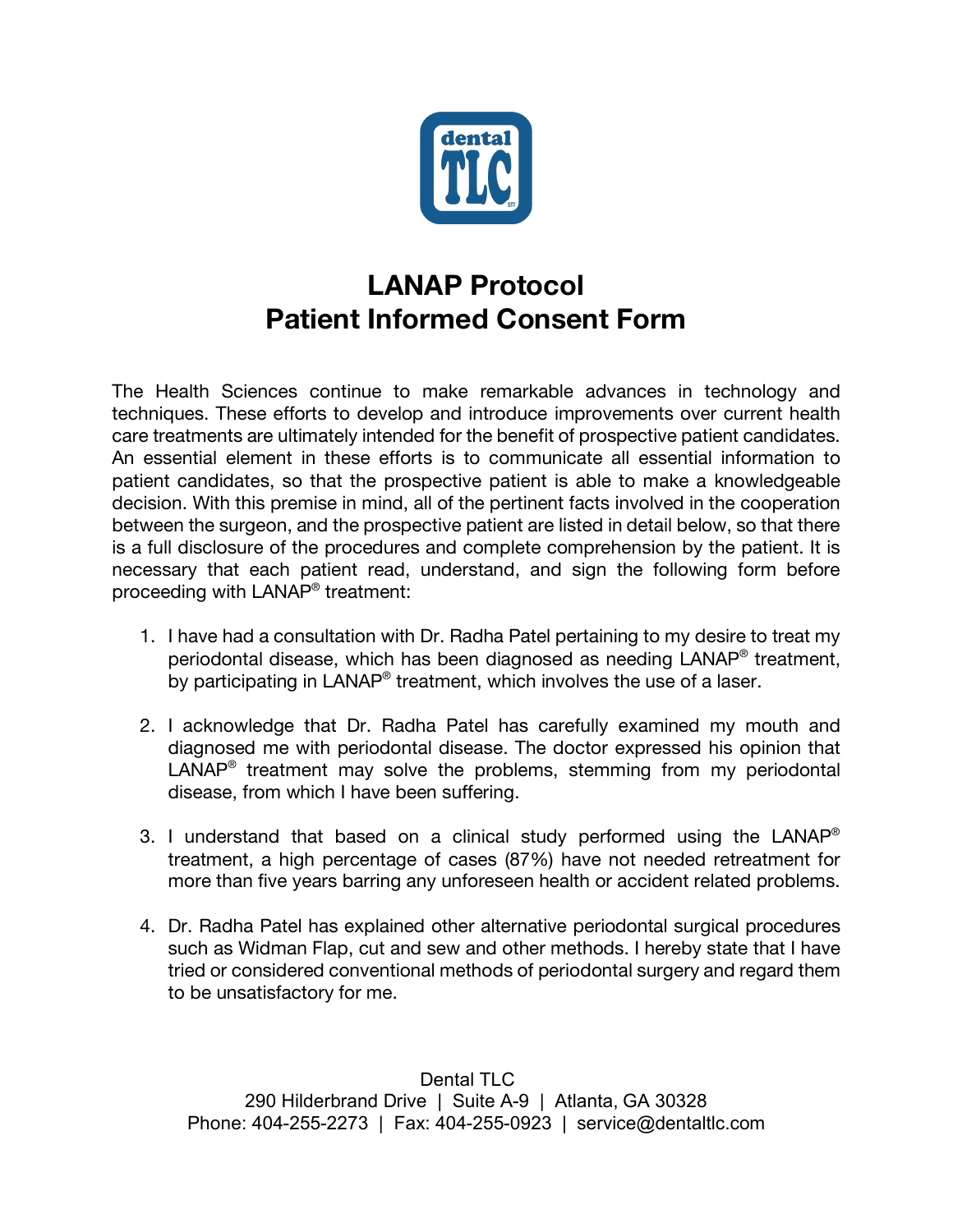# LANAP Protocol
# Patient Informed Consent Form

The Health Sciences continue to make remarkable advances in technology and techniques. These efforts to develop and introduce improvements over current health care treatments are ultimately intended for the benefit of prospective patient candidates. An essential element in these efforts is to communicate all essential information to patient candidates, so that the prospective patient is able to make a knowledgeable decision. With this premise in mind, all of the pertinent facts involved in the cooperation between the surgeon, and the prospective patient are listed in detail below, so that there is a full disclosure of the procedures and complete comprehension by the patient. It is necessary that each patient read, understand, and sign the following form before proceeding with LANAP® treatment:

1. I have had a consultation with Dr. Radha Patel pertaining to my desire to treat my periodontal disease, which has been diagnosed as needing LANAP® treatment, by participating in LANAP® treatment, which involves the use of a laser.

2. I acknowledge that Dr. Radha Patel has carefully examined my mouth and diagnosed me with periodontal disease. The doctor expressed his opinion that LANAP® treatment may solve the problems, stemming from my periodontal disease, from which I have been suffering.

3. I understand that based on a clinical study performed using the LANAP® treatment, a high percentage of cases (87%) have not needed retreatment for more than five years barring any unforeseen health or accident related problems.

4. Dr. Radha Patel has explained other alternative periodontal surgical procedures such as Widman Flap, cut and sew and other methods. I hereby state that I have tried or considered conventional methods of periodontal surgery and regard them to be unsatisfactory for me.

Dental TLC
290 Hilderbrand Drive | Suite A-9 | Atlanta, GA 30328
Phone: 404-255-2273 | Fax: 404-255-0923 | service@dentaltlc.com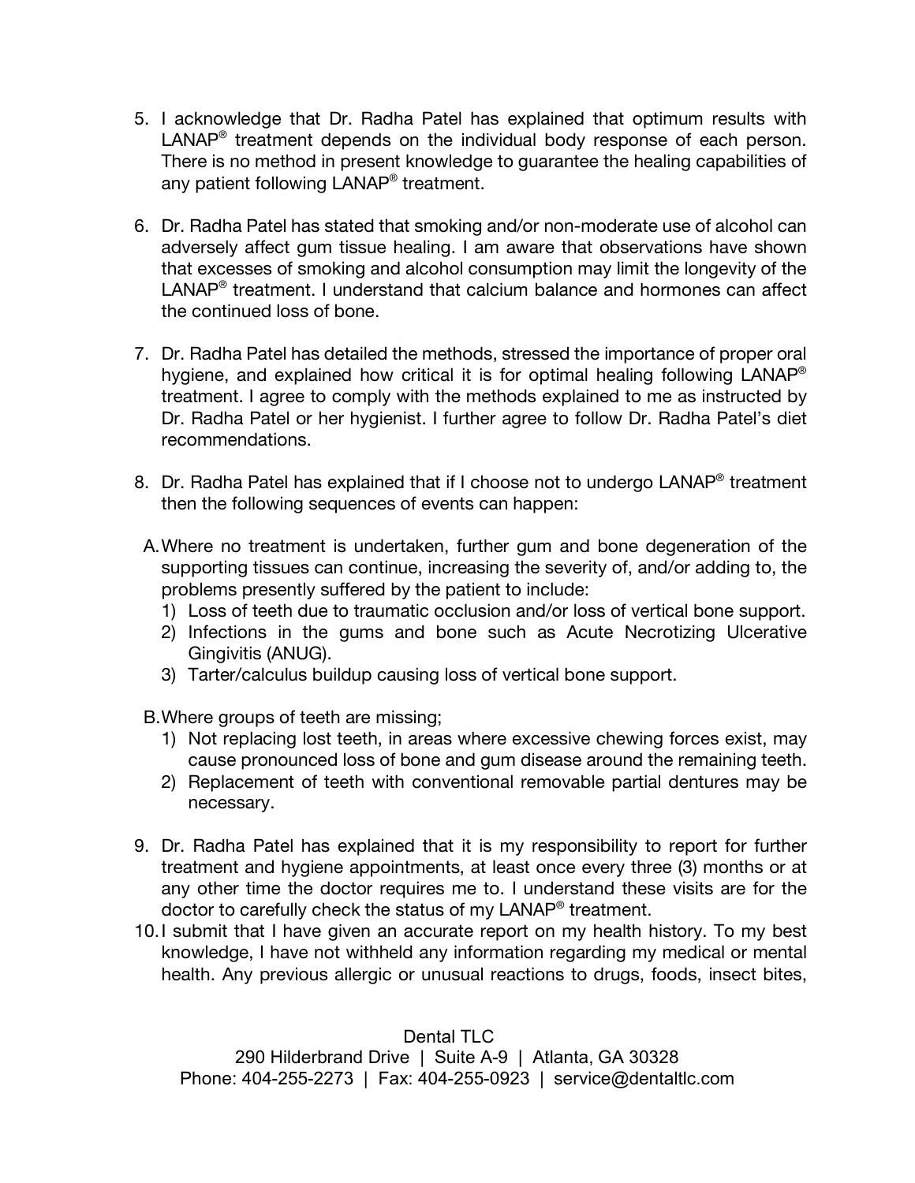5. I acknowledge that Dr. Radha Patel has explained that optimum results with LANAP® treatment depends on the individual body response of each person. There is no method in present knowledge to guarantee the healing capabilities of any patient following LANAP® treatment.

6. Dr. Radha Patel has stated that smoking and/or non-moderate use of alcohol can adversely affect gum tissue healing. I am aware that observations have shown that excesses of smoking and alcohol consumption may limit the longevity of the LANAP® treatment. I understand that calcium balance and hormones can affect the continued loss of bone.

7. Dr. Radha Patel has detailed the methods, stressed the importance of proper oral hygiene, and explained how critical it is for optimal healing following LANAP® treatment. I agree to comply with the methods explained to me as instructed by Dr. Radha Patel or her hygienist. I further agree to follow Dr. Radha Patel's diet recommendations.

8. Dr. Radha Patel has explained that if I choose not to undergo LANAP® treatment then the following sequences of events can happen:

   A. Where no treatment is undertaken, further gum and bone degeneration of the supporting tissues can continue, increasing the severity of, and/or adding to, the problems presently suffered by the patient to include:
      1) Loss of teeth due to traumatic occlusion and/or loss of vertical bone support.
      2) Infections in the gums and bone such as Acute Necrotizing Ulcerative Gingivitis (ANUG).
      3) Tarter/calculus buildup causing loss of vertical bone support.

   B. Where groups of teeth are missing;
      1) Not replacing lost teeth, in areas where excessive chewing forces exist, may cause pronounced loss of bone and gum disease around the remaining teeth.
      2) Replacement of teeth with conventional removable partial dentures may be necessary.

9. Dr. Radha Patel has explained that it is my responsibility to report for further treatment and hygiene appointments, at least once every three (3) months or at any other time the doctor requires me to. I understand these visits are for the doctor to carefully check the status of my LANAP® treatment.
10. I submit that I have given an accurate report on my health history. To my best knowledge, I have not withheld any information regarding my medical or mental health. Any previous allergic or unusual reactions to drugs, foods, insect bites,

Dental TLC
290 Hilderbrand Drive | Suite A-9 | Atlanta, GA 30328
Phone: 404-255-2273 | Fax: 404-255-0923 | service@dentaltlc.com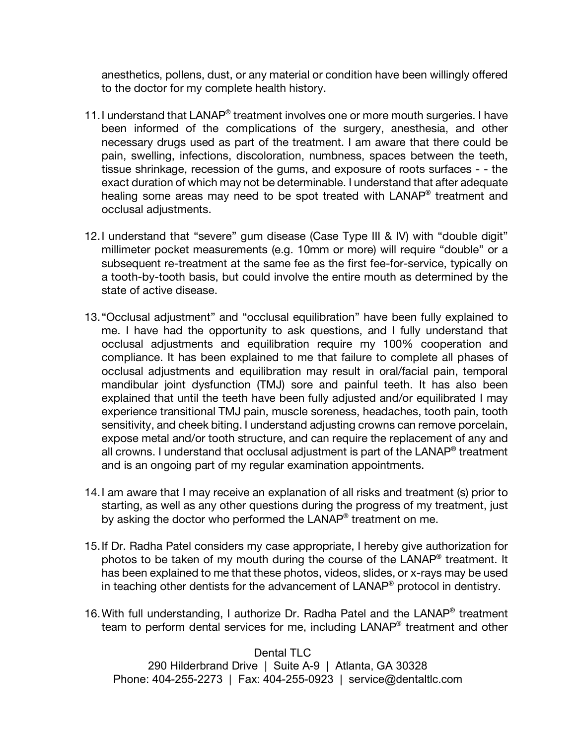anesthetics, pollens, dust, or any material or condition have been willingly offered to the doctor for my complete health history.

11. I understand that LANAP® treatment involves one or more mouth surgeries. I have been informed of the complications of the surgery, anesthesia, and other necessary drugs used as part of the treatment. I am aware that there could be pain, swelling, infections, discoloration, numbness, spaces between the teeth, tissue shrinkage, recession of the gums, and exposure of roots surfaces - - the exact duration of which may not be determinable. I understand that after adequate healing some areas may need to be spot treated with LANAP® treatment and occlusal adjustments.

12. I understand that "severe" gum disease (Case Type III & IV) with "double digit" millimeter pocket measurements (e.g. 10mm or more) will require "double" or a subsequent re-treatment at the same fee as the first fee-for-service, typically on a tooth-by-tooth basis, but could involve the entire mouth as determined by the state of active disease.

13. "Occlusal adjustment" and "occlusal equilibration" have been fully explained to me. I have had the opportunity to ask questions, and I fully understand that occlusal adjustments and equilibration require my 100% cooperation and compliance. It has been explained to me that failure to complete all phases of occlusal adjustments and equilibration may result in oral/facial pain, temporal mandibular joint dysfunction (TMJ) sore and painful teeth. It has also been explained that until the teeth have been fully adjusted and/or equilibrated I may experience transitional TMJ pain, muscle soreness, headaches, tooth pain, tooth sensitivity, and cheek biting. I understand adjusting crowns can remove porcelain, expose metal and/or tooth structure, and can require the replacement of any and all crowns. I understand that occlusal adjustment is part of the LANAP® treatment and is an ongoing part of my regular examination appointments.

14. I am aware that I may receive an explanation of all risks and treatment (s) prior to starting, as well as any other questions during the progress of my treatment, just by asking the doctor who performed the LANAP® treatment on me.

15. If Dr. Radha Patel considers my case appropriate, I hereby give authorization for photos to be taken of my mouth during the course of the LANAP® treatment. It has been explained to me that these photos, videos, slides, or x-rays may be used in teaching other dentists for the advancement of LANAP® protocol in dentistry.

16. With full understanding, I authorize Dr. Radha Patel and the LANAP® treatment team to perform dental services for me, including LANAP® treatment and other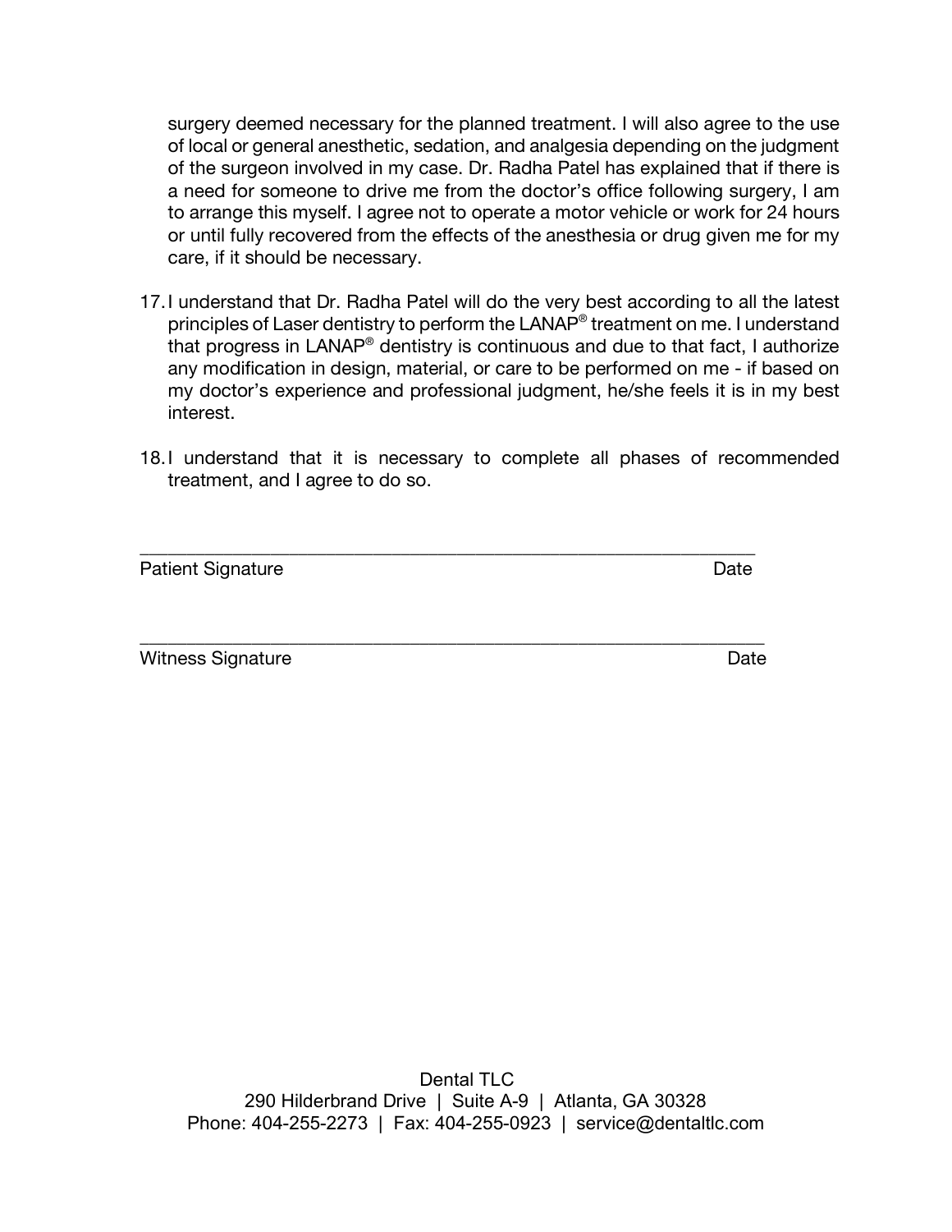surgery deemed necessary for the planned treatment. I will also agree to the use of local or general anesthetic, sedation, and analgesia depending on the judgment of the surgeon involved in my case. Dr. Radha Patel has explained that if there is a need for someone to drive me from the doctor's office following surgery, I am to arrange this myself. I agree not to operate a motor vehicle or work for 24 hours or until fully recovered from the effects of the anesthesia or drug given me for my care, if it should be necessary.

17. I understand that Dr. Radha Patel will do the very best according to all the latest principles of Laser dentistry to perform the LANAP® treatment on me. I understand that progress in LANAP® dentistry is continuous and due to that fact, I authorize any modification in design, material, or care to be performed on me - if based on my doctor's experience and professional judgment, he/she feels it is in my best interest.

18. I understand that it is necessary to complete all phases of recommended treatment, and I agree to do so.

\_\_\_\_\_\_\_\_\_\_\_\_\_\_\_\_\_\_\_\_\_\_\_\_\_\_\_\_\_\_\_\_\_\_\_\_\_\_\_\_\_\_\_\_\_\_\_\_\_\_\_\_\_\_\_\_\_\_\_\_

Patient Signature Date

\_\_\_\_\_\_\_\_\_\_\_\_\_\_\_\_\_\_\_\_\_\_\_\_\_\_\_\_\_\_\_\_\_\_\_\_\_\_\_\_\_\_\_\_\_\_\_\_\_\_\_\_\_\_\_\_\_\_\_\_

Witness Signature Date

Dental TLC
290 Hilderbrand Drive | Suite A-9 | Atlanta, GA 30328
Phone: 404-255-2273 | Fax: 404-255-0923 | service@dentaltlc.com